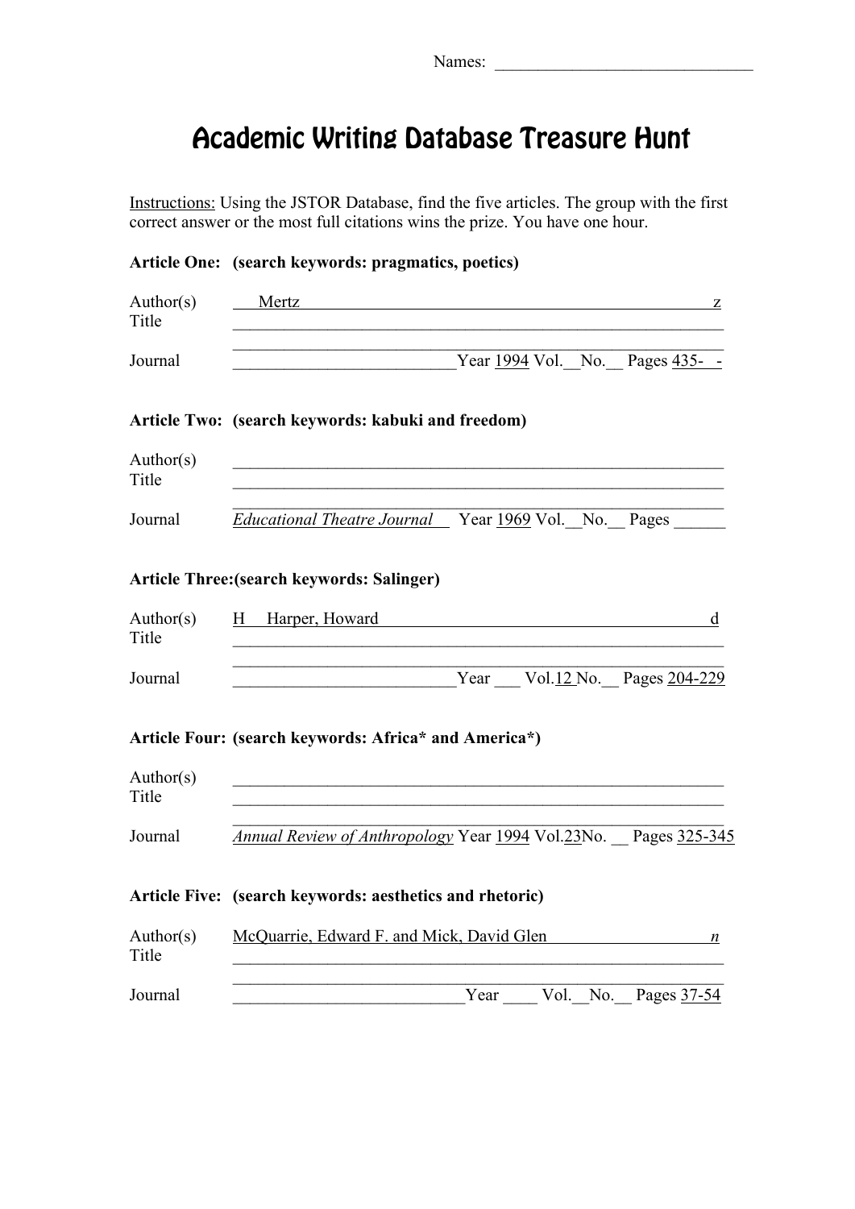Names: ______________________________

# Academic Writing Database Treasure Hunt

Instructions: Using the JSTOR Database, find the five articles. The group with the first correct answer or the most full citations wins the prize. You have one hour.

**Article One: (search keywords: pragmatics, poetics)**

Author(s) Mertz z
Title ____________________________________________________________
____________________________________________________________
Journal __________________________ Year 1994 Vol.__No.__ Pages 435- -

**Article Two: (search keywords: kabuki and freedom)**

Author(s) ____________________________________________________________
Title ____________________________________________________________
____________________________________________________________
Journal *Educational Theatre Journal* Year 1969 Vol.__No.__ Pages ______

**Article Three:(search keywords: Salinger)**

Author(s) H Harper, Howard d
Title ____________________________________________________________
____________________________________________________________
Journal __________________________ Year ___ Vol.12 No.__ Pages 204-229

**Article Four: (search keywords: Africa* and America*)**

Author(s) ____________________________________________________________
Title ____________________________________________________________
____________________________________________________________
Journal *Annual Review of Anthropology* Year 1994 Vol.23 No. __ Pages 325-345

**Article Five: (search keywords: aesthetics and rhetoric)**

Author(s) McQuarrie, Edward F. and Mick, David Glen *n*
Title ____________________________________________________________
____________________________________________________________
Journal ___________________________ Year ____ Vol.__No.__ Pages 37-54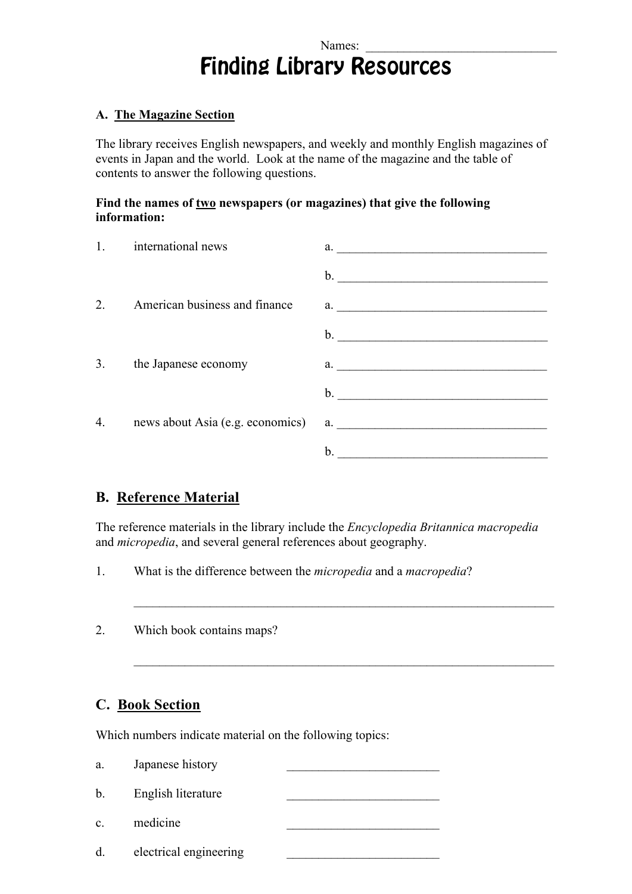Names: ______________________________

# Finding Library Resources

**A. The Magazine Section**

The library receives English newspapers, and weekly and monthly English magazines of events in Japan and the world. Look at the name of the magazine and the table of contents to answer the following questions.

**Find the names of two newspapers (or magazines) that give the following information:**

1. international news
   a. __________________________________
   b. __________________________________
2. American business and finance
   a. __________________________________
   b. __________________________________
3. the Japanese economy
   a. __________________________________
   b. __________________________________
4. news about Asia (e.g. economics)
   a. __________________________________
   b. __________________________________

## B. Reference Material

The reference materials in the library include the *Encyclopedia Britannica macropedia* and *micropedia*, and several general references about geography.

1. What is the difference between the *micropedia* and a *macropedia*?

   ____________________________________________________________________

2. Which book contains maps?

   ____________________________________________________________________

## C. Book Section

Which numbers indicate material on the following topics:

a. Japanese history ________________________

b. English literature ________________________

c. medicine ________________________

d. electrical engineering ________________________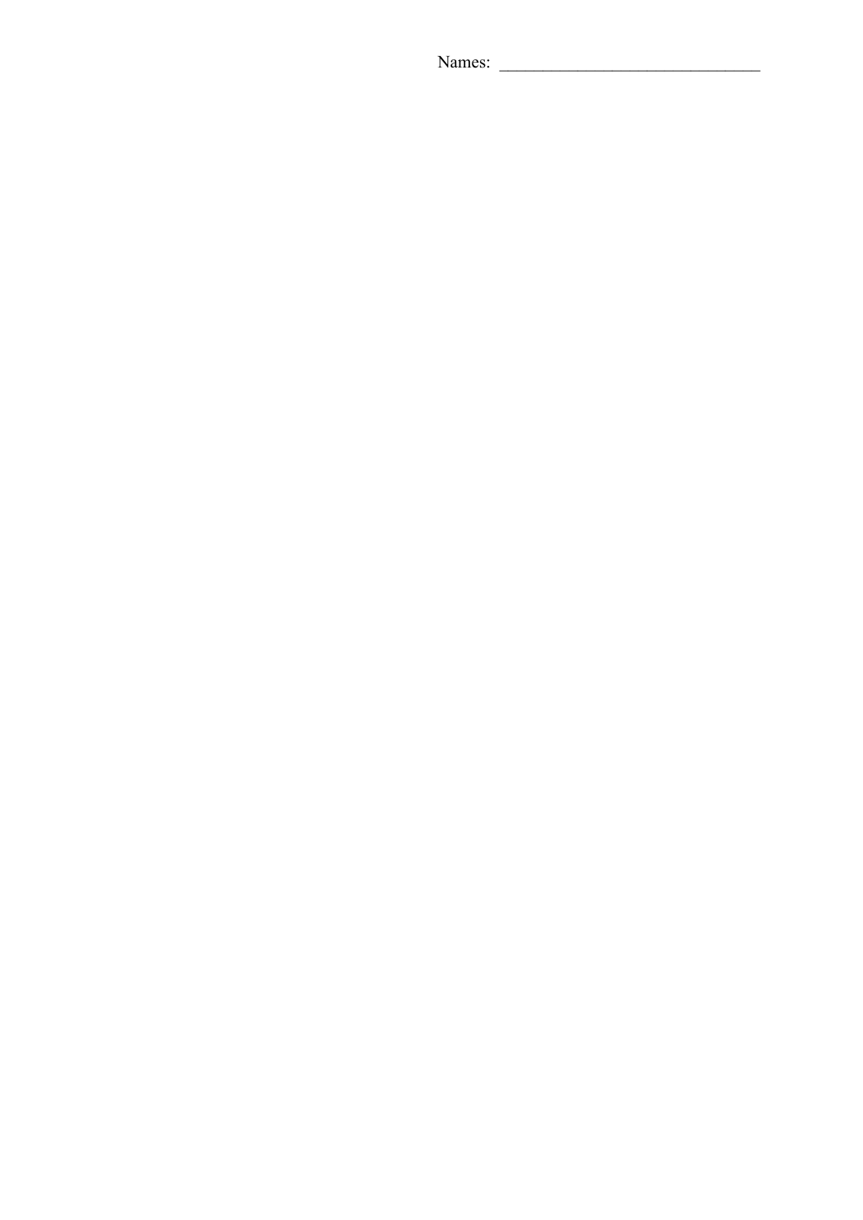Names: ______________________________